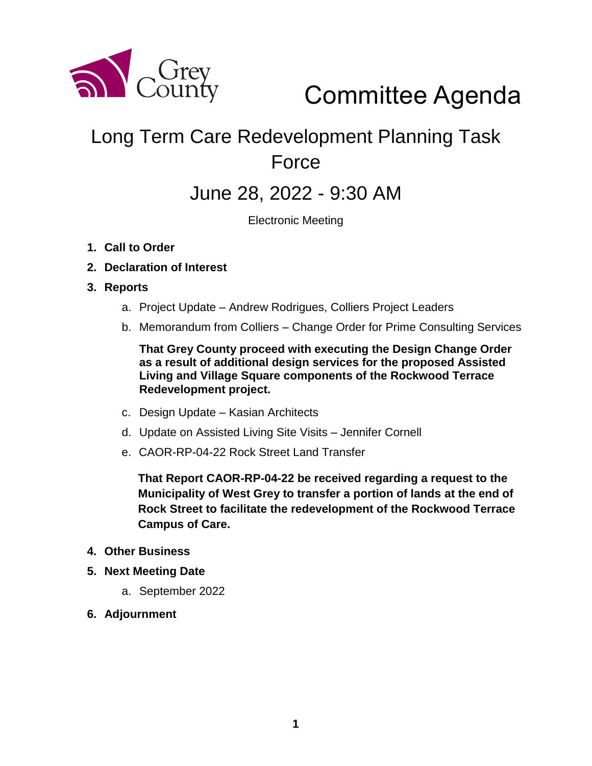Grey County

# Committee Agenda

## Long Term Care Redevelopment Planning Task Force

## June 28, 2022 - 9:30 AM

Electronic Meeting

1. **Call to Order**
2. **Declaration of Interest**
3. **Reports**
   a. Project Update – Andrew Rodrigues, Colliers Project Leaders
   b. Memorandum from Colliers – Change Order for Prime Consulting Services

      **That Grey County proceed with executing the Design Change Order as a result of additional design services for the proposed Assisted Living and Village Square components of the Rockwood Terrace Redevelopment project.**

   c. Design Update – Kasian Architects
   d. Update on Assisted Living Site Visits – Jennifer Cornell
   e. CAOR-RP-04-22 Rock Street Land Transfer

      **That Report CAOR-RP-04-22 be received regarding a request to the Municipality of West Grey to transfer a portion of lands at the end of Rock Street to facilitate the redevelopment of the Rockwood Terrace Campus of Care.**

4. **Other Business**
5. **Next Meeting Date**
   a. September 2022
6. **Adjournment**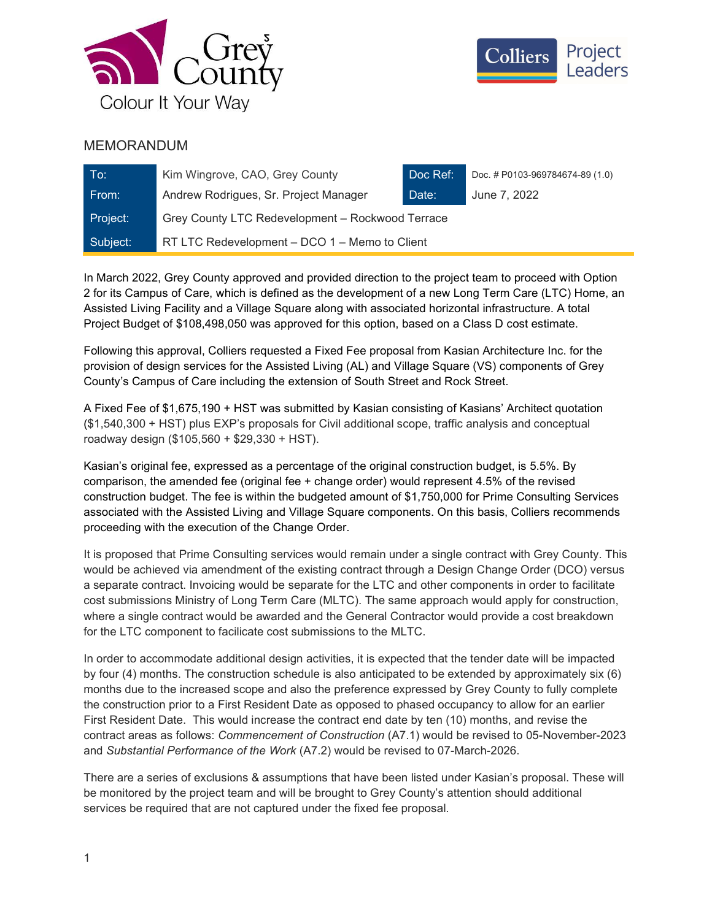# MEMORANDUM

| To: | Kim Wingrove, CAO, Grey County | Doc Ref: | Doc. # P0103-969784674-89 (1.0) |
|---|---|---|---|
| From: | Andrew Rodrigues, Sr. Project Manager | Date: | June 7, 2022 |
| Project: | Grey County LTC Redevelopment – Rockwood Terrace | | |
| Subject: | RT LTC Redevelopment – DCO 1 – Memo to Client | | |

In March 2022, Grey County approved and provided direction to the project team to proceed with Option 2 for its Campus of Care, which is defined as the development of a new Long Term Care (LTC) Home, an Assisted Living Facility and a Village Square along with associated horizontal infrastructure. A total Project Budget of $108,498,050 was approved for this option, based on a Class D cost estimate.

Following this approval, Colliers requested a Fixed Fee proposal from Kasian Architecture Inc. for the provision of design services for the Assisted Living (AL) and Village Square (VS) components of Grey County's Campus of Care including the extension of South Street and Rock Street.

A Fixed Fee of $1,675,190 + HST was submitted by Kasian consisting of Kasians' Architect quotation ($1,540,300 + HST) plus EXP's proposals for Civil additional scope, traffic analysis and conceptual roadway design ($105,560 + $29,330 + HST).

Kasian's original fee, expressed as a percentage of the original construction budget, is 5.5%. By comparison, the amended fee (original fee + change order) would represent 4.5% of the revised construction budget. The fee is within the budgeted amount of $1,750,000 for Prime Consulting Services associated with the Assisted Living and Village Square components. On this basis, Colliers recommends proceeding with the execution of the Change Order.

It is proposed that Prime Consulting services would remain under a single contract with Grey County. This would be achieved via amendment of the existing contract through a Design Change Order (DCO) versus a separate contract. Invoicing would be separate for the LTC and other components in order to facilitate cost submissions Ministry of Long Term Care (MLTC). The same approach would apply for construction, where a single contract would be awarded and the General Contractor would provide a cost breakdown for the LTC component to facilicate cost submissions to the MLTC.

In order to accommodate additional design activities, it is expected that the tender date will be impacted by four (4) months. The construction schedule is also anticipated to be extended by approximately six (6) months due to the increased scope and also the preference expressed by Grey County to fully complete the construction prior to a First Resident Date as opposed to phased occupancy to allow for an earlier First Resident Date. This would increase the contract end date by ten (10) months, and revise the contract areas as follows: *Commencement of Construction* (A7.1) would be revised to 05-November-2023 and *Substantial Performance of the Work* (A7.2) would be revised to 07-March-2026.

There are a series of exclusions & assumptions that have been listed under Kasian's proposal. These will be monitored by the project team and will be brought to Grey County's attention should additional services be required that are not captured under the fixed fee proposal.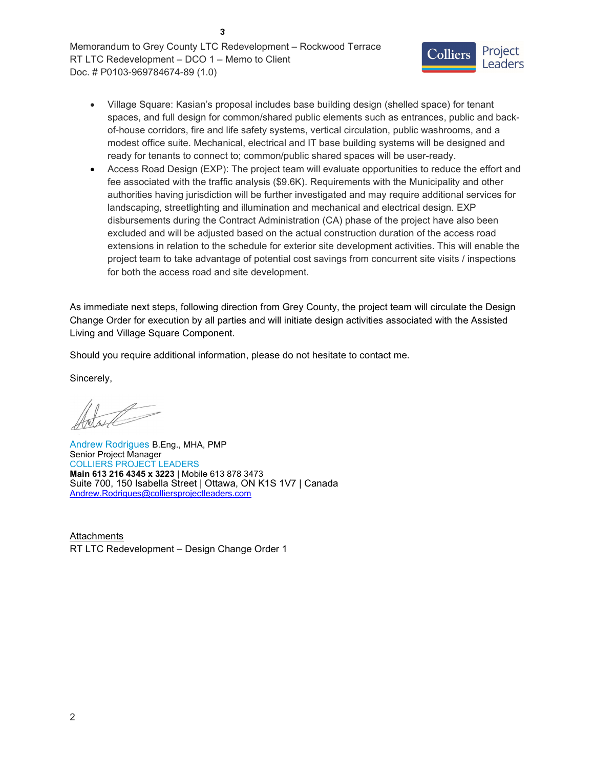- Village Square: Kasian's proposal includes base building design (shelled space) for tenant spaces, and full design for common/shared public elements such as entrances, public and back-of-house corridors, fire and life safety systems, vertical circulation, public washrooms, and a modest office suite. Mechanical, electrical and IT base building systems will be designed and ready for tenants to connect to; common/public shared spaces will be user-ready.
- Access Road Design (EXP): The project team will evaluate opportunities to reduce the effort and fee associated with the traffic analysis ($9.6K). Requirements with the Municipality and other authorities having jurisdiction will be further investigated and may require additional services for landscaping, streetlighting and illumination and mechanical and electrical design. EXP disbursements during the Contract Administration (CA) phase of the project have also been excluded and will be adjusted based on the actual construction duration of the access road extensions in relation to the schedule for exterior site development activities. This will enable the project team to take advantage of potential cost savings from concurrent site visits / inspections for both the access road and site development.

As immediate next steps, following direction from Grey County, the project team will circulate the Design Change Order for execution by all parties and will initiate design activities associated with the Assisted Living and Village Square Component.

Should you require additional information, please do not hesitate to contact me.

Sincerely,

Andrew Rodrigues B.Eng., MHA, PMP
Senior Project Manager
COLLIERS PROJECT LEADERS
**Main 613 216 4345 x 3223** | Mobile 613 878 3473
Suite 700, 150 Isabella Street | Ottawa, ON K1S 1V7 | Canada
Andrew.Rodrigues@colliersprojectleaders.com

Attachments
RT LTC Redevelopment – Design Change Order 1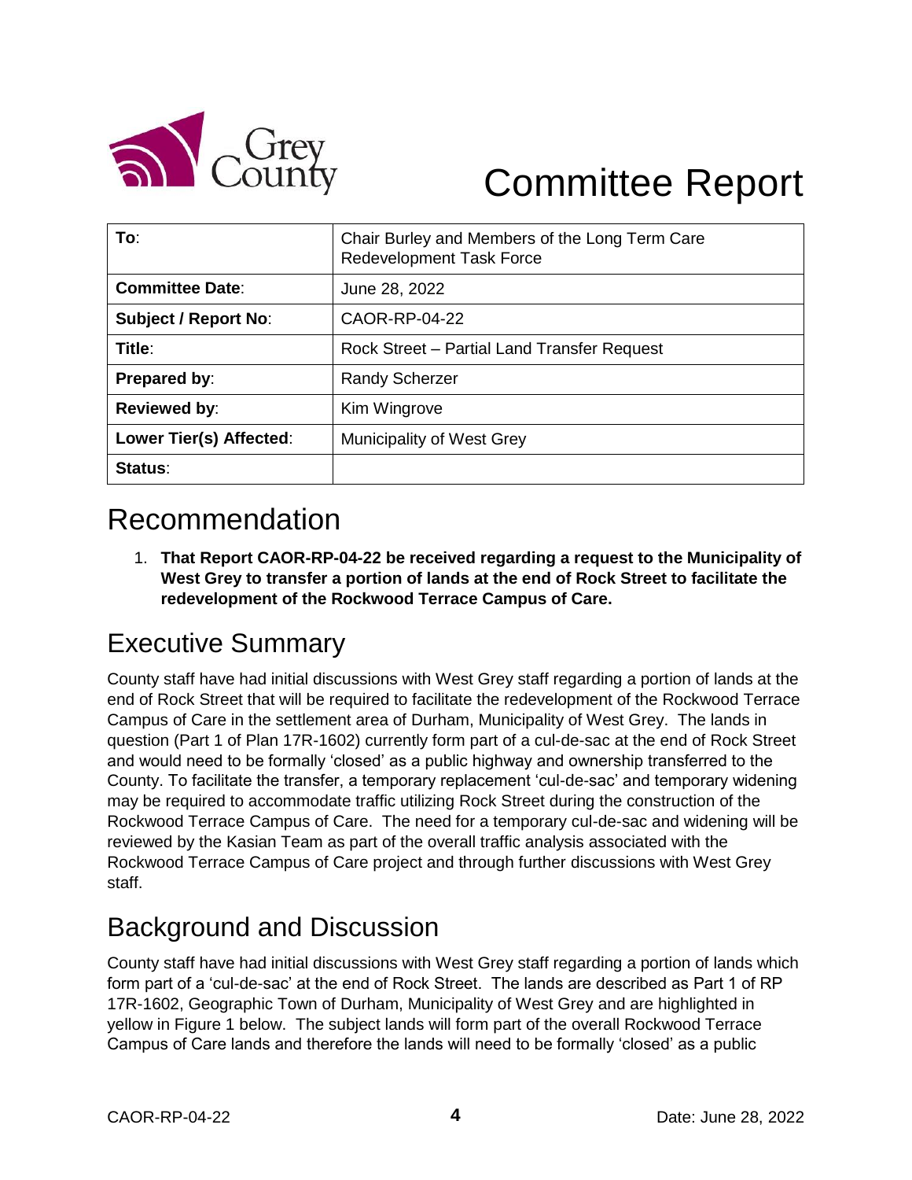# Committee Report

| To: | Chair Burley and Members of the Long Term Care Redevelopment Task Force |
|---|---|
| **Committee Date**: | June 28, 2022 |
| **Subject / Report No**: | CAOR-RP-04-22 |
| **Title**: | Rock Street – Partial Land Transfer Request |
| **Prepared by**: | Randy Scherzer |
| **Reviewed by**: | Kim Wingrove |
| **Lower Tier(s) Affected**: | Municipality of West Grey |
| **Status**: | |

## Recommendation

1. **That Report CAOR-RP-04-22 be received regarding a request to the Municipality of West Grey to transfer a portion of lands at the end of Rock Street to facilitate the redevelopment of the Rockwood Terrace Campus of Care.**

## Executive Summary

County staff have had initial discussions with West Grey staff regarding a portion of lands at the end of Rock Street that will be required to facilitate the redevelopment of the Rockwood Terrace Campus of Care in the settlement area of Durham, Municipality of West Grey. The lands in question (Part 1 of Plan 17R-1602) currently form part of a cul-de-sac at the end of Rock Street and would need to be formally 'closed' as a public highway and ownership transferred to the County. To facilitate the transfer, a temporary replacement 'cul-de-sac' and temporary widening may be required to accommodate traffic utilizing Rock Street during the construction of the Rockwood Terrace Campus of Care. The need for a temporary cul-de-sac and widening will be reviewed by the Kasian Team as part of the overall traffic analysis associated with the Rockwood Terrace Campus of Care project and through further discussions with West Grey staff.

## Background and Discussion

County staff have had initial discussions with West Grey staff regarding a portion of lands which form part of a 'cul-de-sac' at the end of Rock Street. The lands are described as Part 1 of RP 17R-1602, Geographic Town of Durham, Municipality of West Grey and are highlighted in yellow in Figure 1 below. The subject lands will form part of the overall Rockwood Terrace Campus of Care lands and therefore the lands will need to be formally 'closed' as a public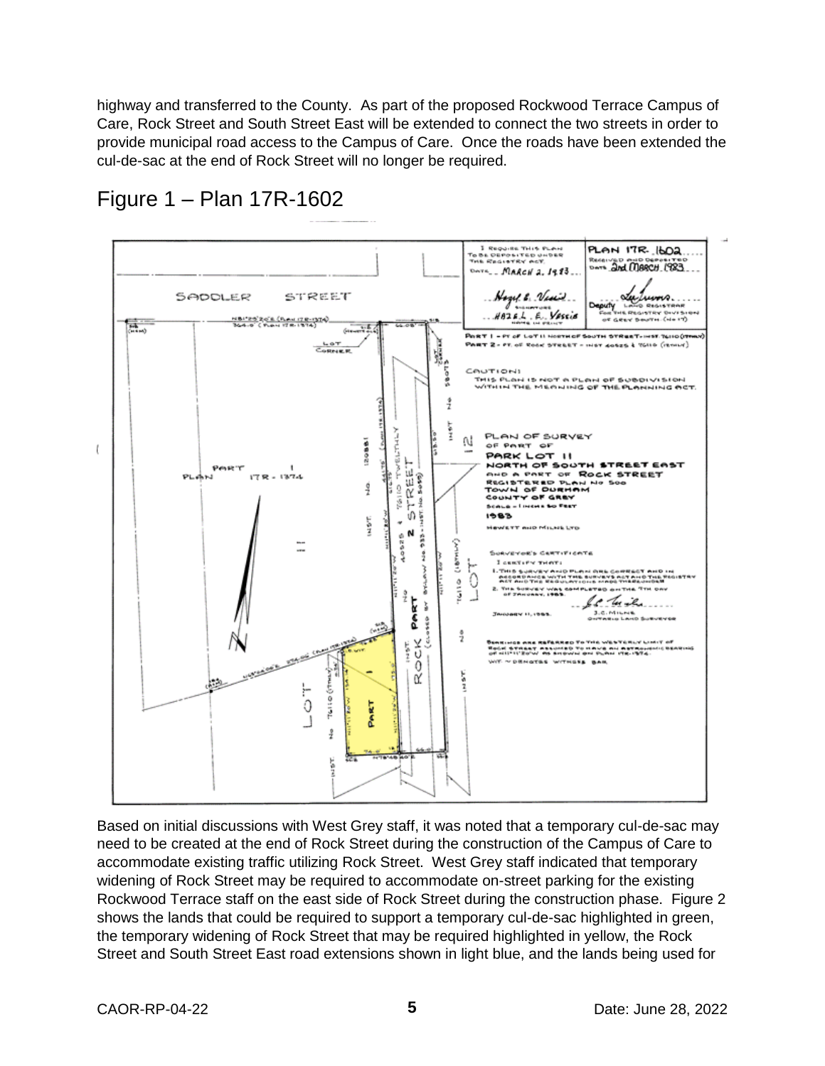highway and transferred to the County. As part of the proposed Rockwood Terrace Campus of Care, Rock Street and South Street East will be extended to connect the two streets in order to provide municipal road access to the Campus of Care. Once the roads have been extended the cul-de-sac at the end of Rock Street will no longer be required.

## Figure 1 – Plan 17R-1602

Based on initial discussions with West Grey staff, it was noted that a temporary cul-de-sac may need to be created at the end of Rock Street during the construction of the Campus of Care to accommodate existing traffic utilizing Rock Street. West Grey staff indicated that temporary widening of Rock Street may be required to accommodate on-street parking for the existing Rockwood Terrace staff on the east side of Rock Street during the construction phase. Figure 2 shows the lands that could be required to support a temporary cul-de-sac highlighted in green, the temporary widening of Rock Street that may be required highlighted in yellow, the Rock Street and South Street East road extensions shown in light blue, and the lands being used for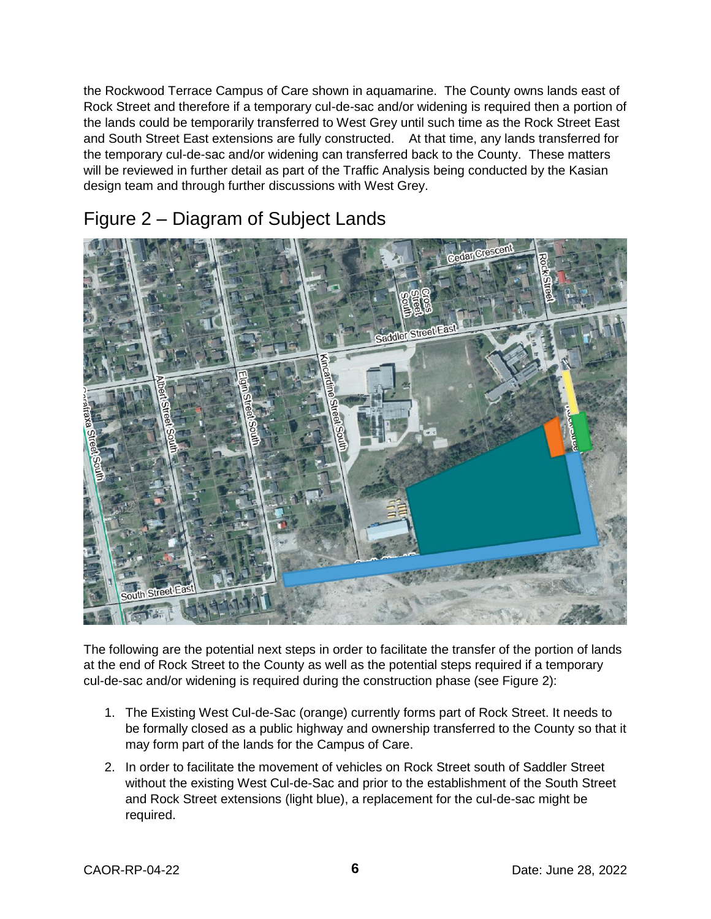the Rockwood Terrace Campus of Care shown in aquamarine. The County owns lands east of Rock Street and therefore if a temporary cul-de-sac and/or widening is required then a portion of the lands could be temporarily transferred to West Grey until such time as the Rock Street East and South Street East extensions are fully constructed. At that time, any lands transferred for the temporary cul-de-sac and/or widening can transferred back to the County. These matters will be reviewed in further detail as part of the Traffic Analysis being conducted by the Kasian design team and through further discussions with West Grey.

## Figure 2 – Diagram of Subject Lands

The following are the potential next steps in order to facilitate the transfer of the portion of lands at the end of Rock Street to the County as well as the potential steps required if a temporary cul-de-sac and/or widening is required during the construction phase (see Figure 2):

1. The Existing West Cul-de-Sac (orange) currently forms part of Rock Street. It needs to be formally closed as a public highway and ownership transferred to the County so that it may form part of the lands for the Campus of Care.
2. In order to facilitate the movement of vehicles on Rock Street south of Saddler Street without the existing West Cul-de-Sac and prior to the establishment of the South Street and Rock Street extensions (light blue), a replacement for the cul-de-sac might be required.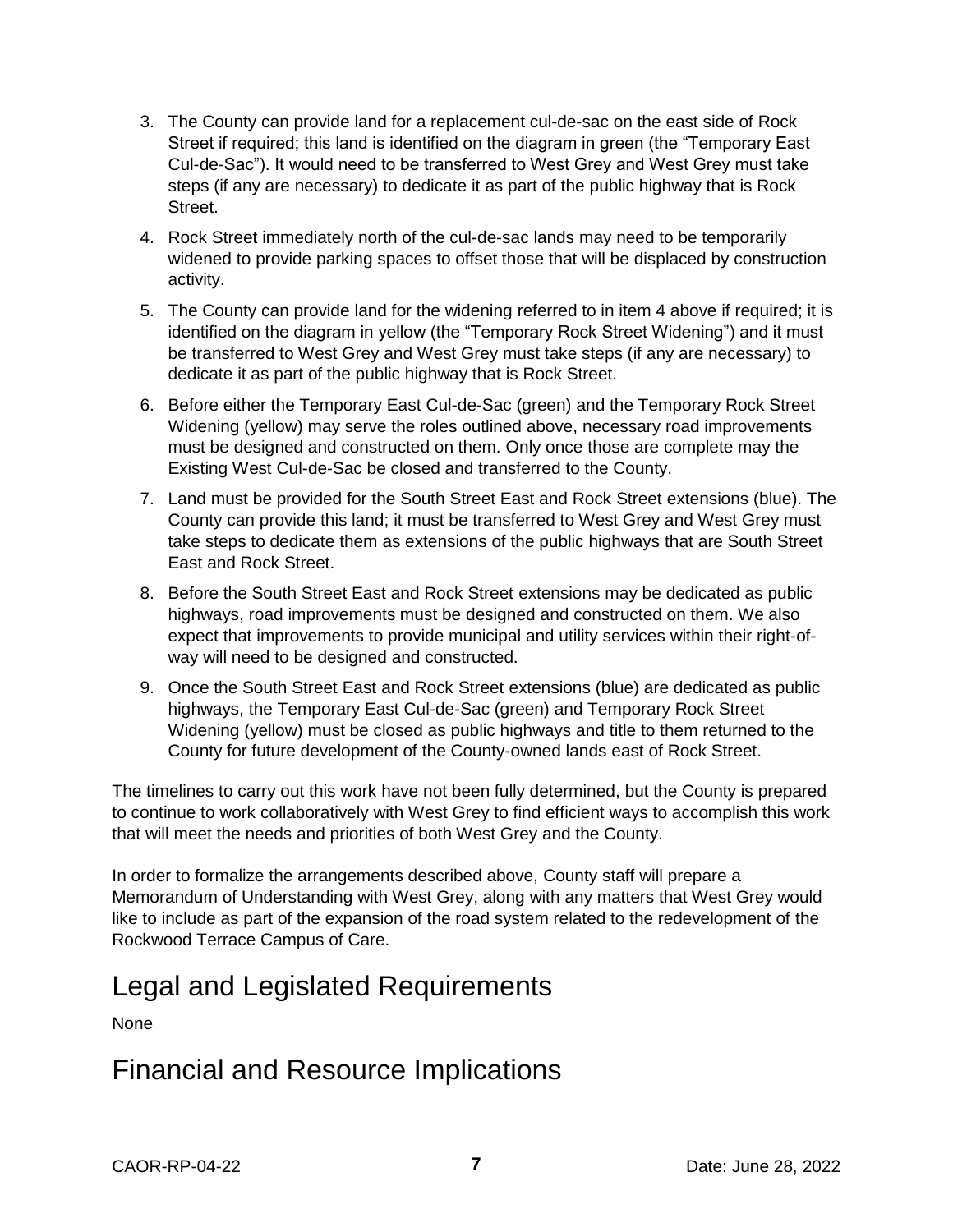3. The County can provide land for a replacement cul-de-sac on the east side of Rock Street if required; this land is identified on the diagram in green (the "Temporary East Cul-de-Sac"). It would need to be transferred to West Grey and West Grey must take steps (if any are necessary) to dedicate it as part of the public highway that is Rock Street.
4. Rock Street immediately north of the cul-de-sac lands may need to be temporarily widened to provide parking spaces to offset those that will be displaced by construction activity.
5. The County can provide land for the widening referred to in item 4 above if required; it is identified on the diagram in yellow (the "Temporary Rock Street Widening") and it must be transferred to West Grey and West Grey must take steps (if any are necessary) to dedicate it as part of the public highway that is Rock Street.
6. Before either the Temporary East Cul-de-Sac (green) and the Temporary Rock Street Widening (yellow) may serve the roles outlined above, necessary road improvements must be designed and constructed on them. Only once those are complete may the Existing West Cul-de-Sac be closed and transferred to the County.
7. Land must be provided for the South Street East and Rock Street extensions (blue). The County can provide this land; it must be transferred to West Grey and West Grey must take steps to dedicate them as extensions of the public highways that are South Street East and Rock Street.
8. Before the South Street East and Rock Street extensions may be dedicated as public highways, road improvements must be designed and constructed on them. We also expect that improvements to provide municipal and utility services within their right-of-way will need to be designed and constructed.
9. Once the South Street East and Rock Street extensions (blue) are dedicated as public highways, the Temporary East Cul-de-Sac (green) and Temporary Rock Street Widening (yellow) must be closed as public highways and title to them returned to the County for future development of the County-owned lands east of Rock Street.

The timelines to carry out this work have not been fully determined, but the County is prepared to continue to work collaboratively with West Grey to find efficient ways to accomplish this work that will meet the needs and priorities of both West Grey and the County.

In order to formalize the arrangements described above, County staff will prepare a Memorandum of Understanding with West Grey, along with any matters that West Grey would like to include as part of the expansion of the road system related to the redevelopment of the Rockwood Terrace Campus of Care.

## Legal and Legislated Requirements

None

## Financial and Resource Implications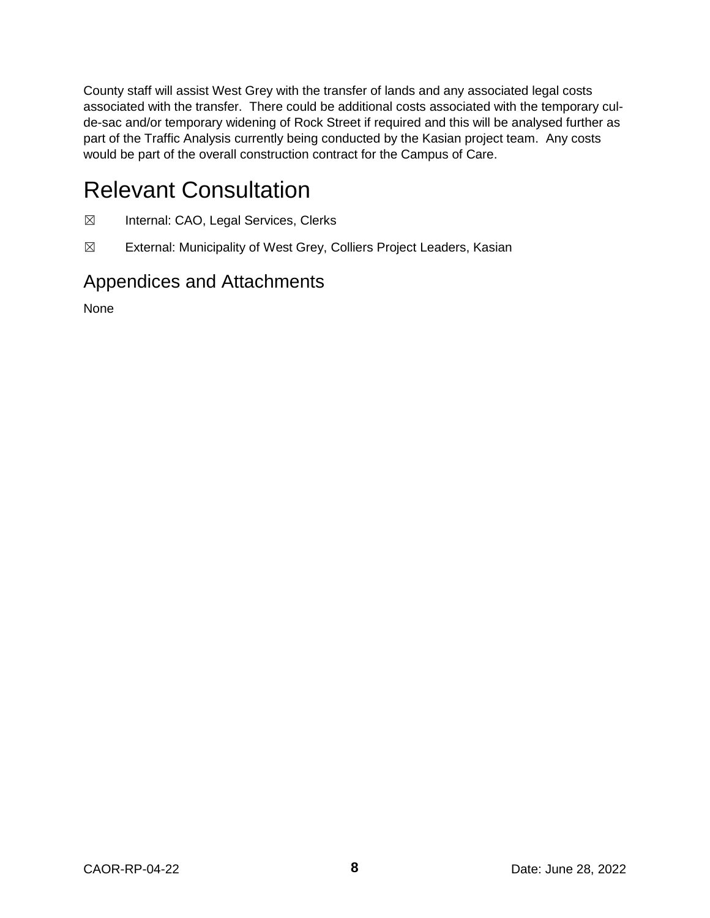County staff will assist West Grey with the transfer of lands and any associated legal costs associated with the transfer. There could be additional costs associated with the temporary cul-de-sac and/or temporary widening of Rock Street if required and this will be analysed further as part of the Traffic Analysis currently being conducted by the Kasian project team. Any costs would be part of the overall construction contract for the Campus of Care.

# Relevant Consultation

☒ Internal: CAO, Legal Services, Clerks

☒ External: Municipality of West Grey, Colliers Project Leaders, Kasian

## Appendices and Attachments

None